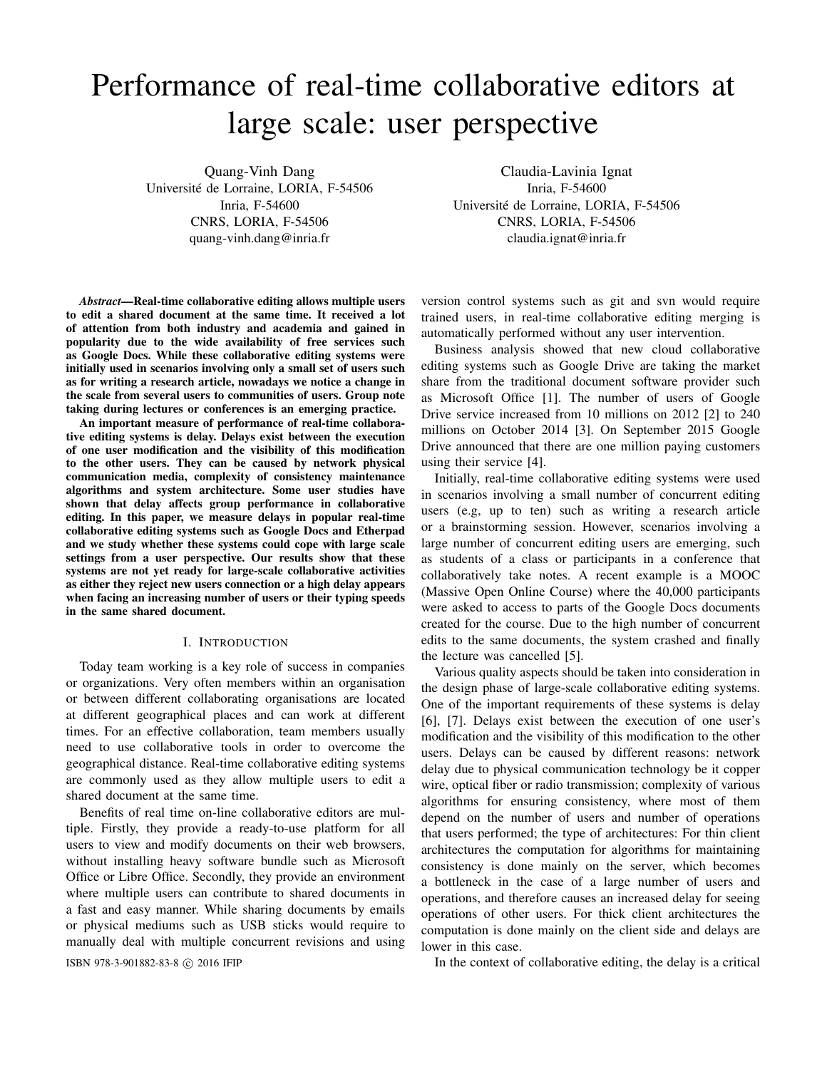# Performance of real-time collaborative editors at large scale: user perspective

Quang-Vinh Dang
Université de Lorraine, LORIA, F-54506
Inria, F-54600
CNRS, LORIA, F-54506
quang-vinh.dang@inria.fr

Claudia-Lavinia Ignat
Inria, F-54600
Université de Lorraine, LORIA, F-54506
CNRS, LORIA, F-54506
claudia.ignat@inria.fr

***Abstract*—Real-time collaborative editing allows multiple users to edit a shared document at the same time. It received a lot of attention from both industry and academia and gained in popularity due to the wide availability of free services such as Google Docs. While these collaborative editing systems were initially used in scenarios involving only a small set of users such as for writing a research article, nowadays we notice a change in the scale from several users to communities of users. Group note taking during lectures or conferences is an emerging practice.**

**An important measure of performance of real-time collaborative editing systems is delay. Delays exist between the execution of one user modification and the visibility of this modification to the other users. They can be caused by network physical communication media, complexity of consistency maintenance algorithms and system architecture. Some user studies have shown that delay affects group performance in collaborative editing. In this paper, we measure delays in popular real-time collaborative editing systems such as Google Docs and Etherpad and we study whether these systems could cope with large scale settings from a user perspective. Our results show that these systems are not yet ready for large-scale collaborative activities as either they reject new users connection or a high delay appears when facing an increasing number of users or their typing speeds in the same shared document.**

## I. Introduction

Today team working is a key role of success in companies or organizations. Very often members within an organisation or between different collaborating organisations are located at different geographical places and can work at different times. For an effective collaboration, team members usually need to use collaborative tools in order to overcome the geographical distance. Real-time collaborative editing systems are commonly used as they allow multiple users to edit a shared document at the same time.

Benefits of real time on-line collaborative editors are multiple. Firstly, they provide a ready-to-use platform for all users to view and modify documents on their web browsers, without installing heavy software bundle such as Microsoft Office or Libre Office. Secondly, they provide an environment where multiple users can contribute to shared documents in a fast and easy manner. While sharing documents by emails or physical mediums such as USB sticks would require to manually deal with multiple concurrent revisions and using version control systems such as git and svn would require trained users, in real-time collaborative editing merging is automatically performed without any user intervention.

Business analysis showed that new cloud collaborative editing systems such as Google Drive are taking the market share from the traditional document software provider such as Microsoft Office [1]. The number of users of Google Drive service increased from 10 millions on 2012 [2] to 240 millions on October 2014 [3]. On September 2015 Google Drive announced that there are one million paying customers using their service [4].

Initially, real-time collaborative editing systems were used in scenarios involving a small number of concurrent editing users (e.g, up to ten) such as writing a research article or a brainstorming session. However, scenarios involving a large number of concurrent editing users are emerging, such as students of a class or participants in a conference that collaboratively take notes. A recent example is a MOOC (Massive Open Online Course) where the 40,000 participants were asked to access to parts of the Google Docs documents created for the course. Due to the high number of concurrent edits to the same documents, the system crashed and finally the lecture was cancelled [5].

Various quality aspects should be taken into consideration in the design phase of large-scale collaborative editing systems. One of the important requirements of these systems is delay [6], [7]. Delays exist between the execution of one user's modification and the visibility of this modification to the other users. Delays can be caused by different reasons: network delay due to physical communication technology be it copper wire, optical fiber or radio transmission; complexity of various algorithms for ensuring consistency, where most of them depend on the number of users and number of operations that users performed; the type of architectures: For thin client architectures the computation for algorithms for maintaining consistency is done mainly on the server, which becomes a bottleneck in the case of a large number of users and operations, and therefore causes an increased delay for seeing operations of other users. For thick client architectures the computation is done mainly on the client side and delays are lower in this case.

In the context of collaborative editing, the delay is a critical

ISBN 978-3-901882-83-8 © 2016 IFIP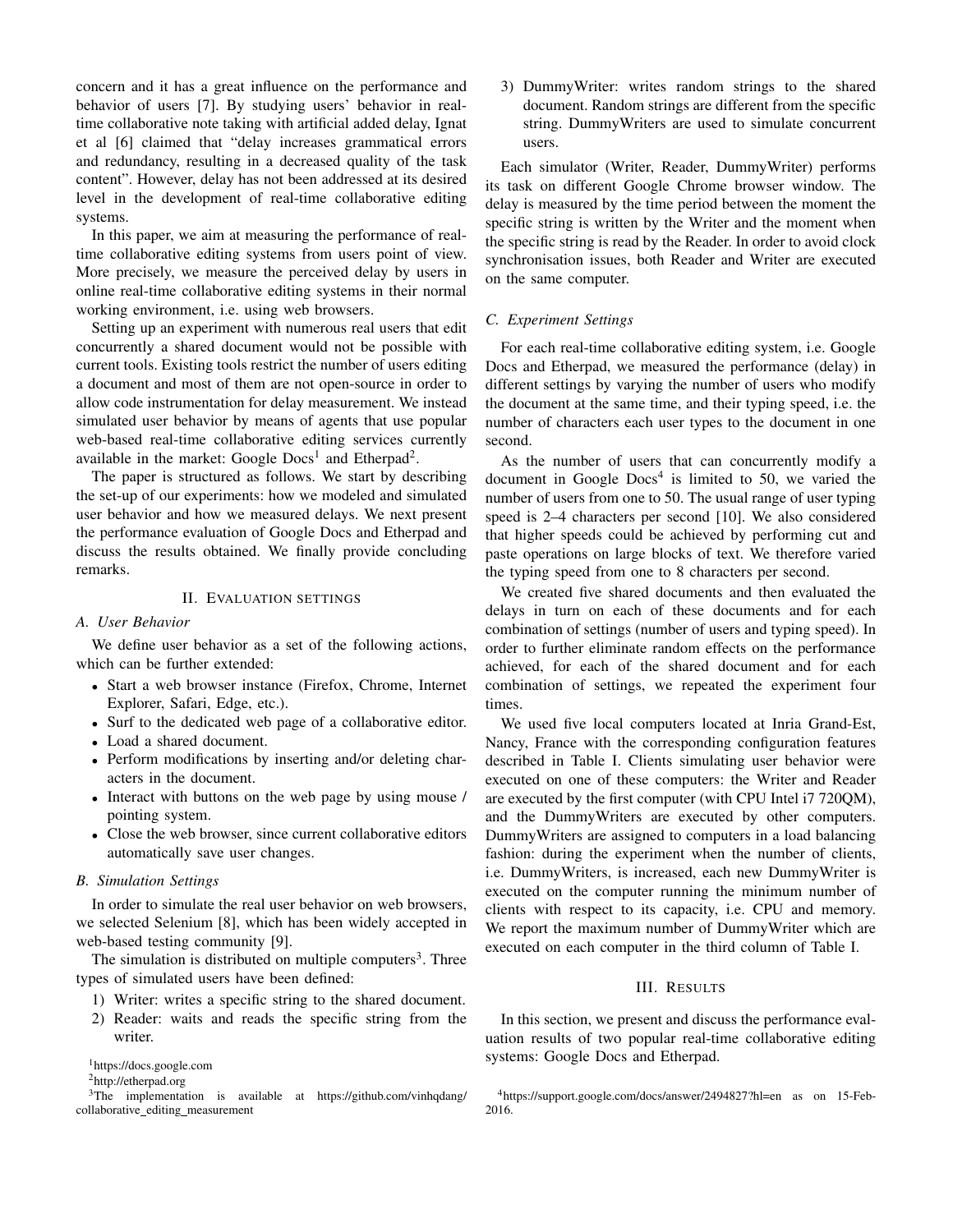concern and it has a great influence on the performance and behavior of users [7]. By studying users' behavior in real-time collaborative note taking with artificial added delay, Ignat et al [6] claimed that "delay increases grammatical errors and redundancy, resulting in a decreased quality of the task content". However, delay has not been addressed at its desired level in the development of real-time collaborative editing systems.

In this paper, we aim at measuring the performance of real-time collaborative editing systems from users point of view. More precisely, we measure the perceived delay by users in online real-time collaborative editing systems in their normal working environment, i.e. using web browsers.

Setting up an experiment with numerous real users that edit concurrently a shared document would not be possible with current tools. Existing tools restrict the number of users editing a document and most of them are not open-source in order to allow code instrumentation for delay measurement. We instead simulated user behavior by means of agents that use popular web-based real-time collaborative editing services currently available in the market: Google Docs[1] and Etherpad[2].

The paper is structured as follows. We start by describing the set-up of our experiments: how we modeled and simulated user behavior and how we measured delays. We next present the performance evaluation of Google Docs and Etherpad and discuss the results obtained. We finally provide concluding remarks.

## II. Evaluation settings

### A. User Behavior

We define user behavior as a set of the following actions, which can be further extended:

- Start a web browser instance (Firefox, Chrome, Internet Explorer, Safari, Edge, etc.).
- Surf to the dedicated web page of a collaborative editor.
- Load a shared document.
- Perform modifications by inserting and/or deleting characters in the document.
- Interact with buttons on the web page by using mouse / pointing system.
- Close the web browser, since current collaborative editors automatically save user changes.

### B. Simulation Settings

In order to simulate the real user behavior on web browsers, we selected Selenium [8], which has been widely accepted in web-based testing community [9].

The simulation is distributed on multiple computers[3]. Three types of simulated users have been defined:

1) Writer: writes a specific string to the shared document.
2) Reader: waits and reads the specific string from the writer.
3) DummyWriter: writes random strings to the shared document. Random strings are different from the specific string. DummyWriters are used to simulate concurrent users.

Each simulator (Writer, Reader, DummyWriter) performs its task on different Google Chrome browser window. The delay is measured by the time period between the moment the specific string is written by the Writer and the moment when the specific string is read by the Reader. In order to avoid clock synchronisation issues, both Reader and Writer are executed on the same computer.

### C. Experiment Settings

For each real-time collaborative editing system, i.e. Google Docs and Etherpad, we measured the performance (delay) in different settings by varying the number of users who modify the document at the same time, and their typing speed, i.e. the number of characters each user types to the document in one second.

As the number of users that can concurrently modify a document in Google Docs[4] is limited to 50, we varied the number of users from one to 50. The usual range of user typing speed is 2–4 characters per second [10]. We also considered that higher speeds could be achieved by performing cut and paste operations on large blocks of text. We therefore varied the typing speed from one to 8 characters per second.

We created five shared documents and then evaluated the delays in turn on each of these documents and for each combination of settings (number of users and typing speed). In order to further eliminate random effects on the performance achieved, for each of the shared document and for each combination of settings, we repeated the experiment four times.

We used five local computers located at Inria Grand-Est, Nancy, France with the corresponding configuration features described in Table I. Clients simulating user behavior were executed on one of these computers: the Writer and Reader are executed by the first computer (with CPU Intel i7 720QM), and the DummyWriters are executed by other computers. DummyWriters are assigned to computers in a load balancing fashion: during the experiment when the number of clients, i.e. DummyWriters, is increased, each new DummyWriter is executed on the computer running the minimum number of clients with respect to its capacity, i.e. CPU and memory. We report the maximum number of DummyWriter which are executed on each computer in the third column of Table I.

## III. Results

In this section, we present and discuss the performance evaluation results of two popular real-time collaborative editing systems: Google Docs and Etherpad.

[1] https://docs.google.com

[2] http://etherpad.org

[3] The implementation is available at https://github.com/vinhqdang/collaborative_editing_measurement

[4] https://support.google.com/docs/answer/2494827?hl=en as on 15-Feb-2016.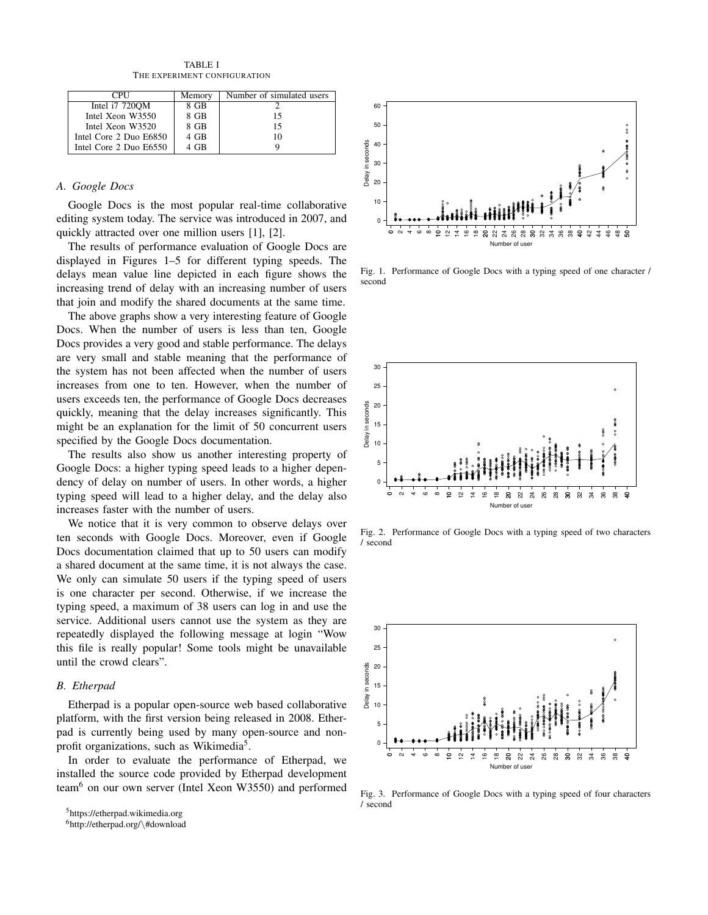TABLE I
THE EXPERIMENT CONFIGURATION

| CPU | Memory | Number of simulated users |
|---|---|---|
| Intel i7 720QM | 8 GB | 2 |
| Intel Xeon W3550 | 8 GB | 15 |
| Intel Xeon W3520 | 8 GB | 15 |
| Intel Core 2 Duo E6850 | 4 GB | 10 |
| Intel Core 2 Duo E6550 | 4 GB | 9 |

### A. Google Docs

Google Docs is the most popular real-time collaborative editing system today. The service was introduced in 2007, and quickly attracted over one million users [1], [2].

The results of performance evaluation of Google Docs are displayed in Figures 1–5 for different typing speeds. The delays mean value line depicted in each figure shows the increasing trend of delay with an increasing number of users that join and modify the shared documents at the same time.

The above graphs show a very interesting feature of Google Docs. When the number of users is less than ten, Google Docs provides a very good and stable performance. The delays are very small and stable meaning that the performance of the system has not been affected when the number of users increases from one to ten. However, when the number of users exceeds ten, the performance of Google Docs decreases quickly, meaning that the delay increases significantly. This might be an explanation for the limit of 50 concurrent users specified by the Google Docs documentation.

The results also show us another interesting property of Google Docs: a higher typing speed leads to a higher dependency of delay on number of users. In other words, a higher typing speed will lead to a higher delay, and the delay also increases faster with the number of users.

We notice that it is very common to observe delays over ten seconds with Google Docs. Moreover, even if Google Docs documentation claimed that up to 50 users can modify a shared document at the same time, it is not always the case. We only can simulate 50 users if the typing speed of users is one character per second. Otherwise, if we increase the typing speed, a maximum of 38 users can log in and use the service. Additional users cannot use the system as they are repeatedly displayed the following message at login "Wow this file is really popular! Some tools might be unavailable until the crowd clears".

### B. Etherpad

Etherpad is a popular open-source web based collaborative platform, with the first version being released in 2008. Etherpad is currently being used by many open-source and non-profit organizations, such as Wikimedia[5].

In order to evaluate the performance of Etherpad, we installed the source code provided by Etherpad development team[6] on our own server (Intel Xeon W3550) and performed

Fig. 1. Performance of Google Docs with a typing speed of one character / second

Fig. 2. Performance of Google Docs with a typing speed of two characters / second

Fig. 3. Performance of Google Docs with a typing speed of four characters / second

[5] https://etherpad.wikimedia.org

[6] http://etherpad.org/\#download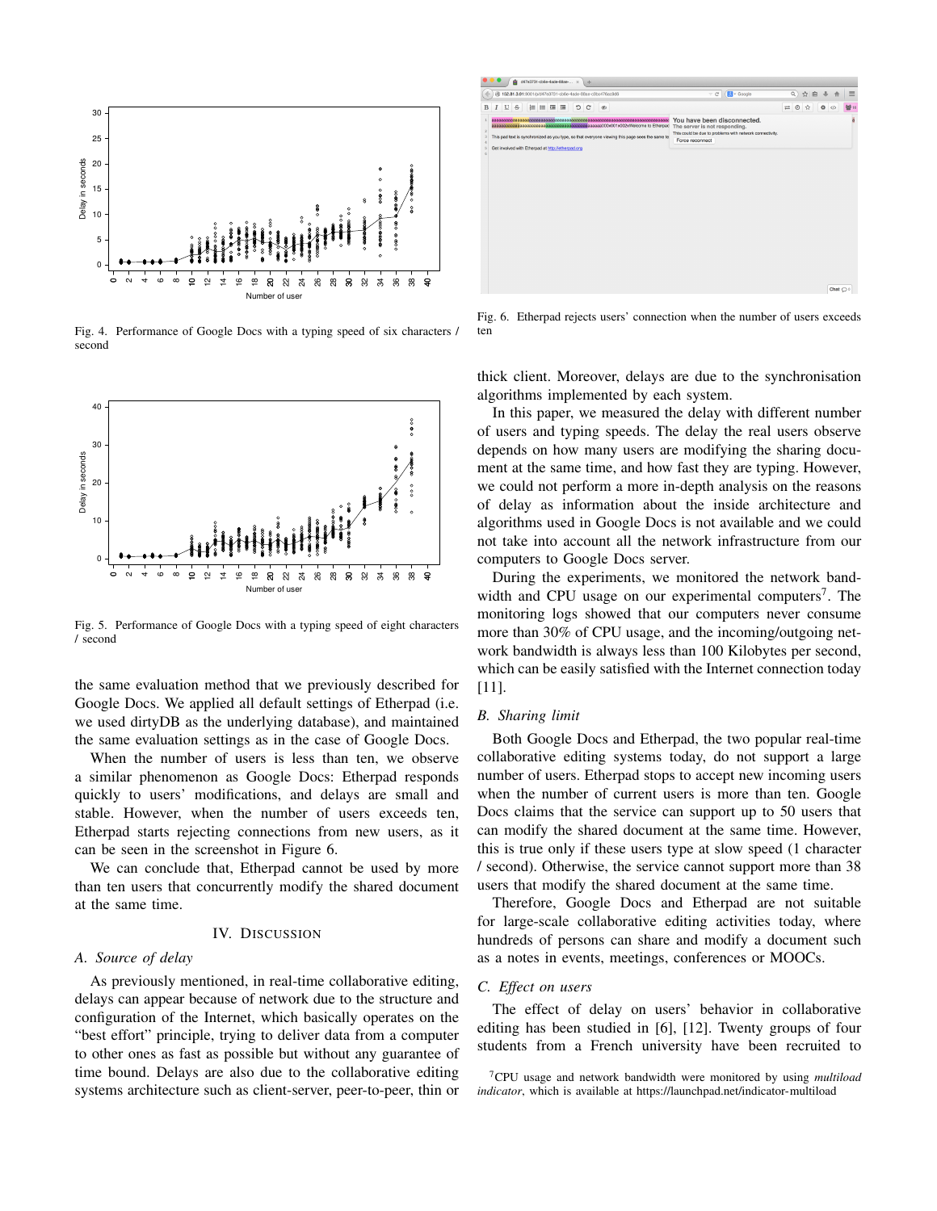Fig. 4. Performance of Google Docs with a typing speed of six characters / second

Fig. 5. Performance of Google Docs with a typing speed of eight characters / second

the same evaluation method that we previously described for Google Docs. We applied all default settings of Etherpad (i.e. we used dirtyDB as the underlying database), and maintained the same evaluation settings as in the case of Google Docs.

When the number of users is less than ten, we observe a similar phenomenon as Google Docs: Etherpad responds quickly to users' modifications, and delays are small and stable. However, when the number of users exceeds ten, Etherpad starts rejecting connections from new users, as it can be seen in the screenshot in Figure 6.

We can conclude that, Etherpad cannot be used by more than ten users that concurrently modify the shared document at the same time.

## IV. Discussion

### A. Source of delay

As previously mentioned, in real-time collaborative editing, delays can appear because of network due to the structure and configuration of the Internet, which basically operates on the "best effort" principle, trying to deliver data from a computer to other ones as fast as possible but without any guarantee of time bound. Delays are also due to the collaborative editing systems architecture such as client-server, peer-to-peer, thin or thick client. Moreover, delays are due to the synchronisation algorithms implemented by each system.

Fig. 6. Etherpad rejects users' connection when the number of users exceeds ten

In this paper, we measured the delay with different number of users and typing speeds. The delay the real users observe depends on how many users are modifying the sharing document at the same time, and how fast they are typing. However, we could not perform a more in-depth analysis on the reasons of delay as information about the inside architecture and algorithms used in Google Docs is not available and we could not take into account all the network infrastructure from our computers to Google Docs server.

During the experiments, we monitored the network bandwidth and CPU usage on our experimental computers[7]. The monitoring logs showed that our computers never consume more than 30% of CPU usage, and the incoming/outgoing network bandwidth is always less than 100 Kilobytes per second, which can be easily satisfied with the Internet connection today [11].

### B. Sharing limit

Both Google Docs and Etherpad, the two popular real-time collaborative editing systems today, do not support a large number of users. Etherpad stops to accept new incoming users when the number of current users is more than ten. Google Docs claims that the service can support up to 50 users that can modify the shared document at the same time. However, this is true only if these users type at slow speed (1 character / second). Otherwise, the service cannot support more than 38 users that modify the shared document at the same time.

Therefore, Google Docs and Etherpad are not suitable for large-scale collaborative editing activities today, where hundreds of persons can share and modify a document such as a notes in events, meetings, conferences or MOOCs.

### C. Effect on users

The effect of delay on users' behavior in collaborative editing has been studied in [6], [12]. Twenty groups of four students from a French university have been recruited to

[7]CPU usage and network bandwidth were monitored by using *multiload indicator*, which is available at https://launchpad.net/indicator-multiload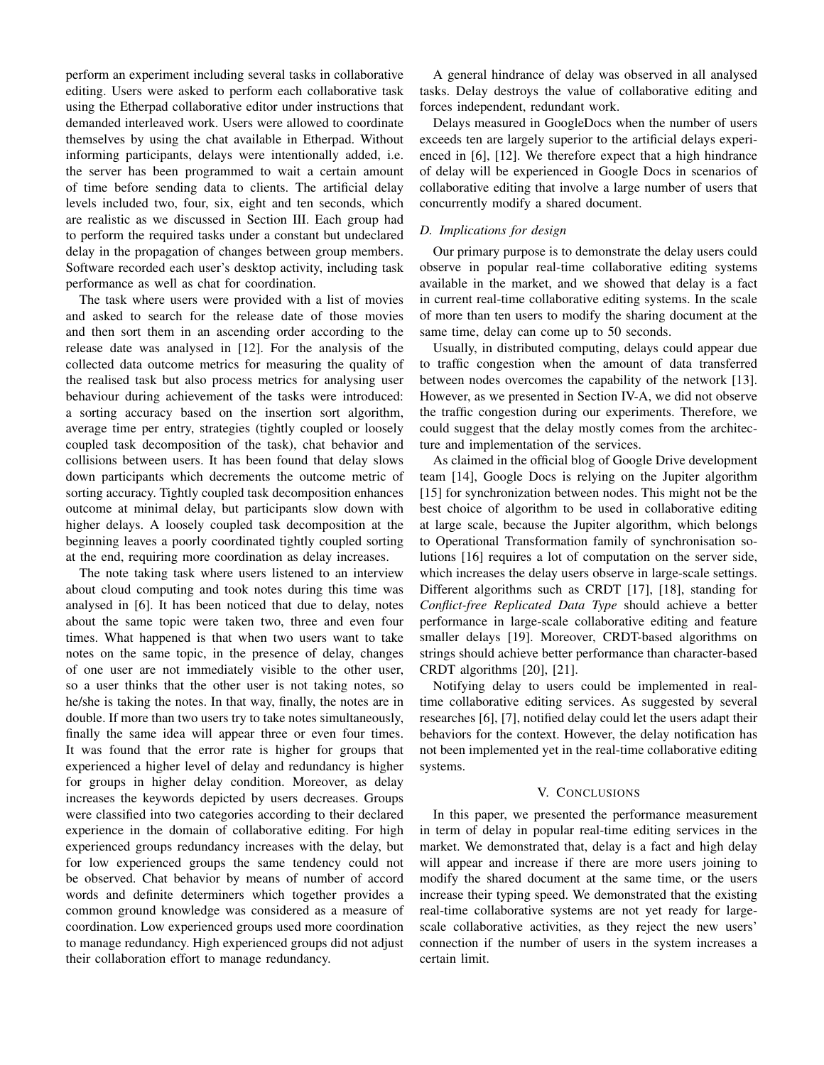perform an experiment including several tasks in collaborative editing. Users were asked to perform each collaborative task using the Etherpad collaborative editor under instructions that demanded interleaved work. Users were allowed to coordinate themselves by using the chat available in Etherpad. Without informing participants, delays were intentionally added, i.e. the server has been programmed to wait a certain amount of time before sending data to clients. The artificial delay levels included two, four, six, eight and ten seconds, which are realistic as we discussed in Section III. Each group had to perform the required tasks under a constant but undeclared delay in the propagation of changes between group members. Software recorded each user's desktop activity, including task performance as well as chat for coordination.

The task where users were provided with a list of movies and asked to search for the release date of those movies and then sort them in an ascending order according to the release date was analysed in [12]. For the analysis of the collected data outcome metrics for measuring the quality of the realised task but also process metrics for analysing user behaviour during achievement of the tasks were introduced: a sorting accuracy based on the insertion sort algorithm, average time per entry, strategies (tightly coupled or loosely coupled task decomposition of the task), chat behavior and collisions between users. It has been found that delay slows down participants which decrements the outcome metric of sorting accuracy. Tightly coupled task decomposition enhances outcome at minimal delay, but participants slow down with higher delays. A loosely coupled task decomposition at the beginning leaves a poorly coordinated tightly coupled sorting at the end, requiring more coordination as delay increases.

The note taking task where users listened to an interview about cloud computing and took notes during this time was analysed in [6]. It has been noticed that due to delay, notes about the same topic were taken two, three and even four times. What happened is that when two users want to take notes on the same topic, in the presence of delay, changes of one user are not immediately visible to the other user, so a user thinks that the other user is not taking notes, so he/she is taking the notes. In that way, finally, the notes are in double. If more than two users try to take notes simultaneously, finally the same idea will appear three or even four times. It was found that the error rate is higher for groups that experienced a higher level of delay and redundancy is higher for groups in higher delay condition. Moreover, as delay increases the keywords depicted by users decreases. Groups were classified into two categories according to their declared experience in the domain of collaborative editing. For high experienced groups redundancy increases with the delay, but for low experienced groups the same tendency could not be observed. Chat behavior by means of number of accord words and definite determiners which together provides a common ground knowledge was considered as a measure of coordination. Low experienced groups used more coordination to manage redundancy. High experienced groups did not adjust their collaboration effort to manage redundancy.

A general hindrance of delay was observed in all analysed tasks. Delay destroys the value of collaborative editing and forces independent, redundant work.

Delays measured in GoogleDocs when the number of users exceeds ten are largely superior to the artificial delays experienced in [6], [12]. We therefore expect that a high hindrance of delay will be experienced in Google Docs in scenarios of collaborative editing that involve a large number of users that concurrently modify a shared document.

### D. Implications for design

Our primary purpose is to demonstrate the delay users could observe in popular real-time collaborative editing systems available in the market, and we showed that delay is a fact in current real-time collaborative editing systems. In the scale of more than ten users to modify the sharing document at the same time, delay can come up to 50 seconds.

Usually, in distributed computing, delays could appear due to traffic congestion when the amount of data transferred between nodes overcomes the capability of the network [13]. However, as we presented in Section IV-A, we did not observe the traffic congestion during our experiments. Therefore, we could suggest that the delay mostly comes from the architecture and implementation of the services.

As claimed in the official blog of Google Drive development team [14], Google Docs is relying on the Jupiter algorithm [15] for synchronization between nodes. This might not be the best choice of algorithm to be used in collaborative editing at large scale, because the Jupiter algorithm, which belongs to Operational Transformation family of synchronisation solutions [16] requires a lot of computation on the server side, which increases the delay users observe in large-scale settings. Different algorithms such as CRDT [17], [18], standing for *Conflict-free Replicated Data Type* should achieve a better performance in large-scale collaborative editing and feature smaller delays [19]. Moreover, CRDT-based algorithms on strings should achieve better performance than character-based CRDT algorithms [20], [21].

Notifying delay to users could be implemented in real-time collaborative editing services. As suggested by several researches [6], [7], notified delay could let the users adapt their behaviors for the context. However, the delay notification has not been implemented yet in the real-time collaborative editing systems.

## V. Conclusions

In this paper, we presented the performance measurement in term of delay in popular real-time editing services in the market. We demonstrated that, delay is a fact and high delay will appear and increase if there are more users joining to modify the shared document at the same time, or the users increase their typing speed. We demonstrated that the existing real-time collaborative systems are not yet ready for large-scale collaborative activities, as they reject the new users' connection if the number of users in the system increases a certain limit.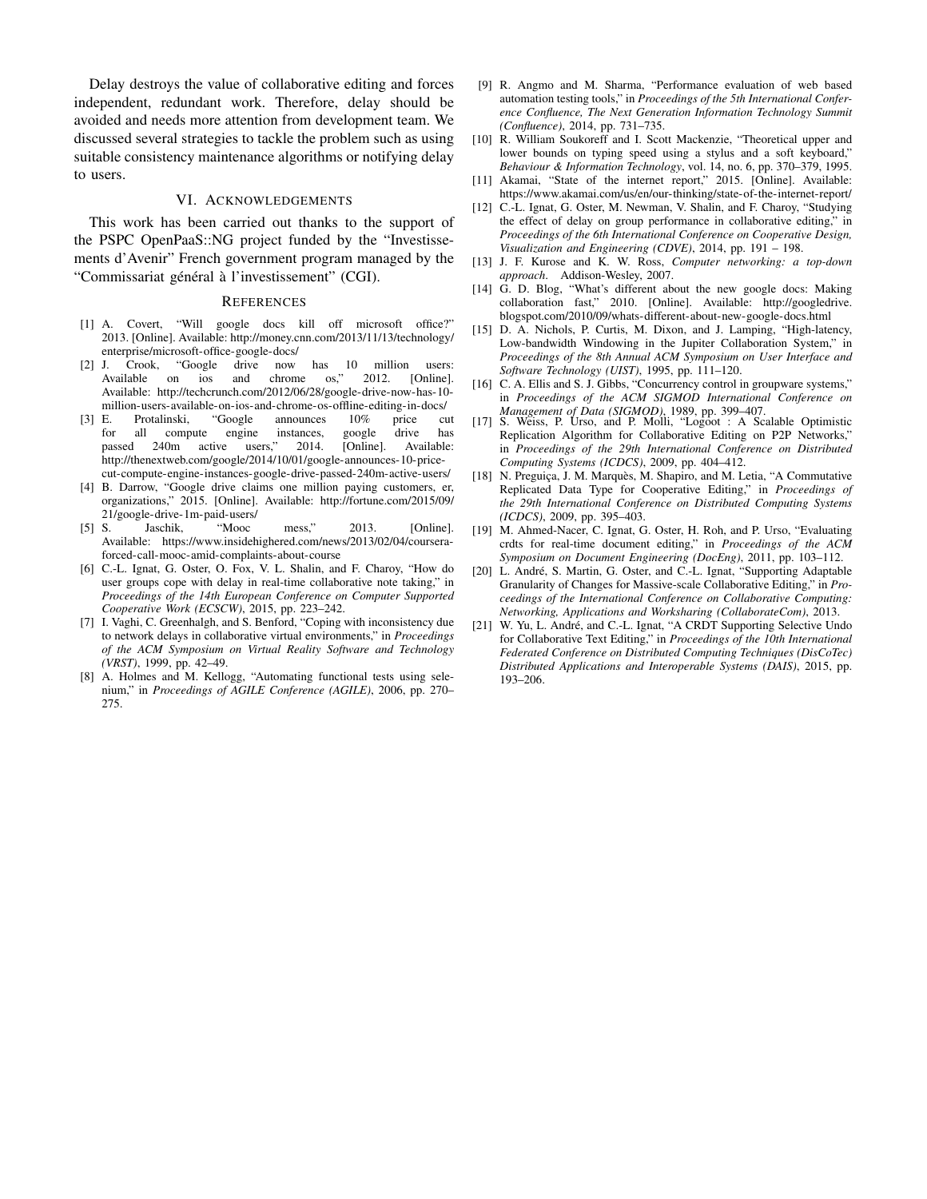Delay destroys the value of collaborative editing and forces independent, redundant work. Therefore, delay should be avoided and needs more attention from development team. We discussed several strategies to tackle the problem such as using suitable consistency maintenance algorithms or notifying delay to users.

## VI. Acknowledgements

This work has been carried out thanks to the support of the PSPC OpenPaaS::NG project funded by the "Investissements d'Avenir" French government program managed by the "Commissariat général à l'investissement" (CGI).

## References

[1] A. Covert, "Will google docs kill off microsoft office?" 2013. [Online]. Available: http://money.cnn.com/2013/11/13/technology/enterprise/microsoft-office-google-docs/

[2] J. Crook, "Google drive now has 10 million users: Available on ios and chrome os," 2012. [Online]. Available: http://techcrunch.com/2012/06/28/google-drive-now-has-10-million-users-available-on-ios-and-chrome-os-offline-editing-in-docs/

[3] E. Protalinski, "Google announces 10% price cut for all compute engine instances, google drive has passed 240m active users," 2014. [Online]. Available: http://thenextweb.com/google/2014/10/01/google-announces-10-price-cut-compute-engine-instances-google-drive-passed-240m-active-users/

[4] B. Darrow, "Google drive claims one million paying customers, er, organizations," 2015. [Online]. Available: http://fortune.com/2015/09/21/google-drive-1m-paid-users/

[5] S. Jaschik, "Mooc mess," 2013. [Online]. Available: https://www.insidehighered.com/news/2013/02/04/coursera-forced-call-mooc-amid-complaints-about-course

[6] C.-L. Ignat, G. Oster, O. Fox, V. L. Shalin, and F. Charoy, "How do user groups cope with delay in real-time collaborative note taking," in *Proceedings of the 14th European Conference on Computer Supported Cooperative Work (ECSCW)*, 2015, pp. 223–242.

[7] I. Vaghi, C. Greenhalgh, and S. Benford, "Coping with inconsistency due to network delays in collaborative virtual environments," in *Proceedings of the ACM Symposium on Virtual Reality Software and Technology (VRST)*, 1999, pp. 42–49.

[8] A. Holmes and M. Kellogg, "Automating functional tests using selenium," in *Proceedings of AGILE Conference (AGILE)*, 2006, pp. 270–275.

[9] R. Angmo and M. Sharma, "Performance evaluation of web based automation testing tools," in *Proceedings of the 5th International Conference Confluence, The Next Generation Information Technology Summit (Confluence)*, 2014, pp. 731–735.

[10] R. William Soukoreff and I. Scott Mackenzie, "Theoretical upper and lower bounds on typing speed using a stylus and a soft keyboard," *Behaviour & Information Technology*, vol. 14, no. 6, pp. 370–379, 1995.

[11] Akamai, "State of the internet report," 2015. [Online]. Available: https://www.akamai.com/us/en/our-thinking/state-of-the-internet-report/

[12] C.-L. Ignat, G. Oster, M. Newman, V. Shalin, and F. Charoy, "Studying the effect of delay on group performance in collaborative editing," in *Proceedings of the 6th International Conference on Cooperative Design, Visualization and Engineering (CDVE)*, 2014, pp. 191 – 198.

[13] J. F. Kurose and K. W. Ross, *Computer networking: a top-down approach*. Addison-Wesley, 2007.

[14] G. D. Blog, "What's different about the new google docs: Making collaboration fast," 2010. [Online]. Available: http://googledrive.blogspot.com/2010/09/whats-different-about-new-google-docs.html

[15] D. A. Nichols, P. Curtis, M. Dixon, and J. Lamping, "High-latency, Low-bandwidth Windowing in the Jupiter Collaboration System," in *Proceedings of the 8th Annual ACM Symposium on User Interface and Software Technology (UIST)*, 1995, pp. 111–120.

[16] C. A. Ellis and S. J. Gibbs, "Concurrency control in groupware systems," in *Proceedings of the ACM SIGMOD International Conference on Management of Data (SIGMOD)*, 1989, pp. 399–407.

[17] S. Weiss, P. Urso, and P. Molli, "Logoot : A Scalable Optimistic Replication Algorithm for Collaborative Editing on P2P Networks," in *Proceedings of the 29th International Conference on Distributed Computing Systems (ICDCS)*, 2009, pp. 404–412.

[18] N. Preguiça, J. M. Marquès, M. Shapiro, and M. Letia, "A Commutative Replicated Data Type for Cooperative Editing," in *Proceedings of the 29th International Conference on Distributed Computing Systems (ICDCS)*, 2009, pp. 395–403.

[19] M. Ahmed-Nacer, C. Ignat, G. Oster, H. Roh, and P. Urso, "Evaluating crdts for real-time document editing," in *Proceedings of the ACM Symposium on Document Engineering (DocEng)*, 2011, pp. 103–112.

[20] L. André, S. Martin, G. Oster, and C.-L. Ignat, "Supporting Adaptable Granularity of Changes for Massive-scale Collaborative Editing," in *Proceedings of the International Conference on Collaborative Computing: Networking, Applications and Worksharing (CollaborateCom)*, 2013.

[21] W. Yu, L. André, and C.-L. Ignat, "A CRDT Supporting Selective Undo for Collaborative Text Editing," in *Proceedings of the 10th International Federated Conference on Distributed Computing Techniques (DisCoTec) Distributed Applications and Interoperable Systems (DAIS)*, 2015, pp. 193–206.